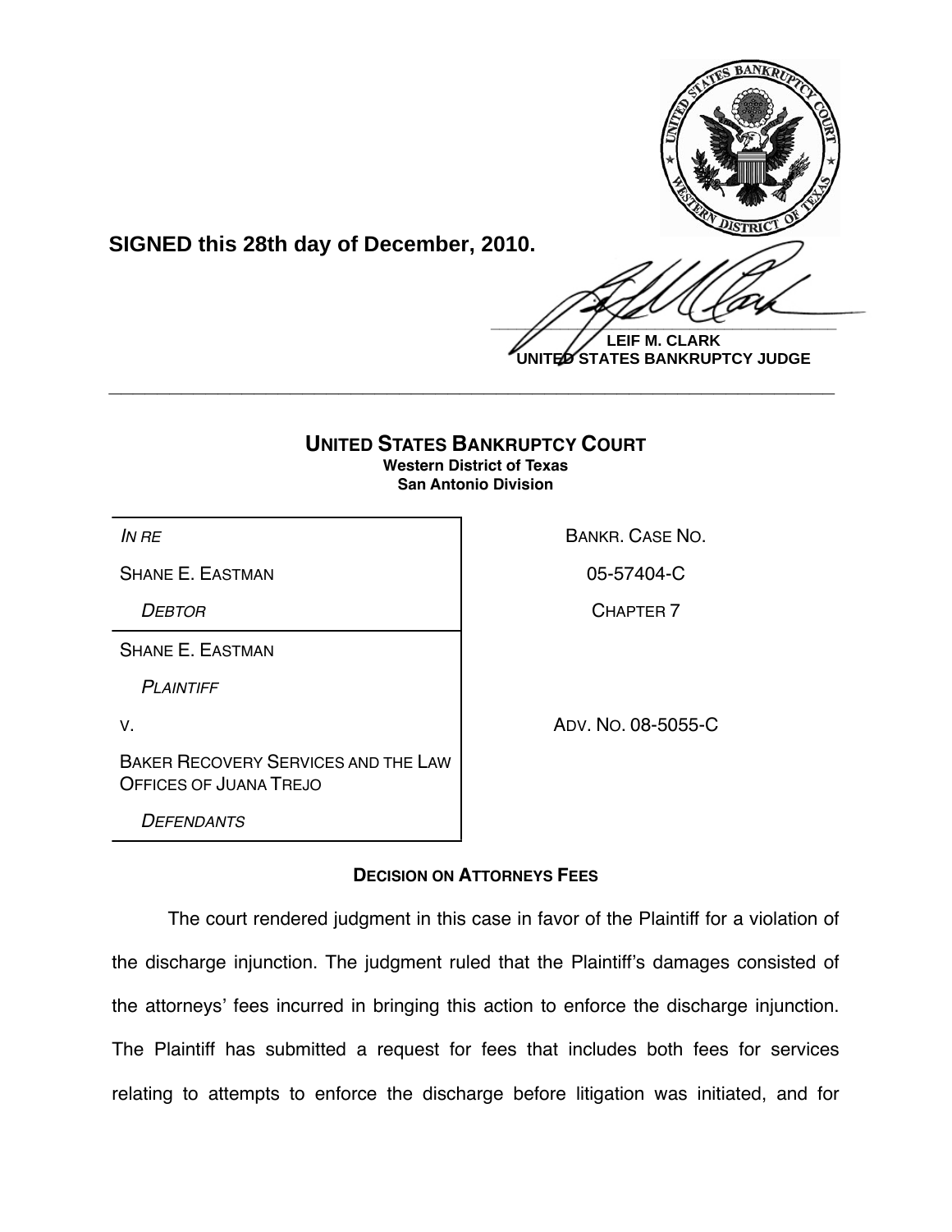**SIGNED this 28th day of December, 2010.**

**LEIF M. CLARK**
**UNITED STATES BANKRUPTCY JUDGE**

---

# UNITED STATES BANKRUPTCY COURT
**Western District of Texas**
**San Antonio Division**

| | |
|---|---|
| *IN RE* | BANKR. CASE NO. |
| SHANE E. EASTMAN | 05-57404-C |
| *DEBTOR* | CHAPTER 7 |
| SHANE E. EASTMAN | |
| *PLAINTIFF* | |
| V. | ADV. NO. 08-5055-C |
| BAKER RECOVERY SERVICES AND THE LAW OFFICES OF JUANA TREJO | |
| *DEFENDANTS* | |

## DECISION ON ATTORNEYS FEES

The court rendered judgment in this case in favor of the Plaintiff for a violation of the discharge injunction. The judgment ruled that the Plaintiff's damages consisted of the attorneys' fees incurred in bringing this action to enforce the discharge injunction. The Plaintiff has submitted a request for fees that includes both fees for services relating to attempts to enforce the discharge before litigation was initiated, and for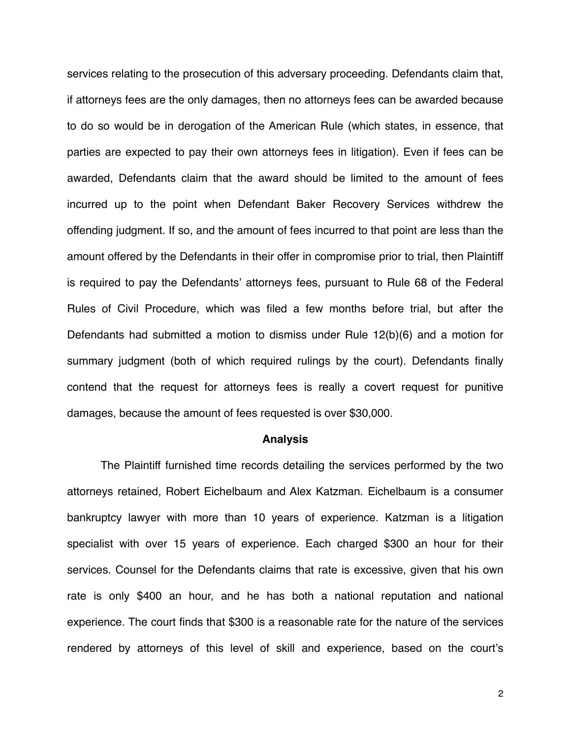services relating to the prosecution of this adversary proceeding. Defendants claim that, if attorneys fees are the only damages, then no attorneys fees can be awarded because to do so would be in derogation of the American Rule (which states, in essence, that parties are expected to pay their own attorneys fees in litigation). Even if fees can be awarded, Defendants claim that the award should be limited to the amount of fees incurred up to the point when Defendant Baker Recovery Services withdrew the offending judgment. If so, and the amount of fees incurred to that point are less than the amount offered by the Defendants in their offer in compromise prior to trial, then Plaintiff is required to pay the Defendants' attorneys fees, pursuant to Rule 68 of the Federal Rules of Civil Procedure, which was filed a few months before trial, but after the Defendants had submitted a motion to dismiss under Rule 12(b)(6) and a motion for summary judgment (both of which required rulings by the court). Defendants finally contend that the request for attorneys fees is really a covert request for punitive damages, because the amount of fees requested is over $30,000.

**Analysis**

The Plaintiff furnished time records detailing the services performed by the two attorneys retained, Robert Eichelbaum and Alex Katzman. Eichelbaum is a consumer bankruptcy lawyer with more than 10 years of experience. Katzman is a litigation specialist with over 15 years of experience. Each charged $300 an hour for their services. Counsel for the Defendants claims that rate is excessive, given that his own rate is only $400 an hour, and he has both a national reputation and national experience. The court finds that $300 is a reasonable rate for the nature of the services rendered by attorneys of this level of skill and experience, based on the court's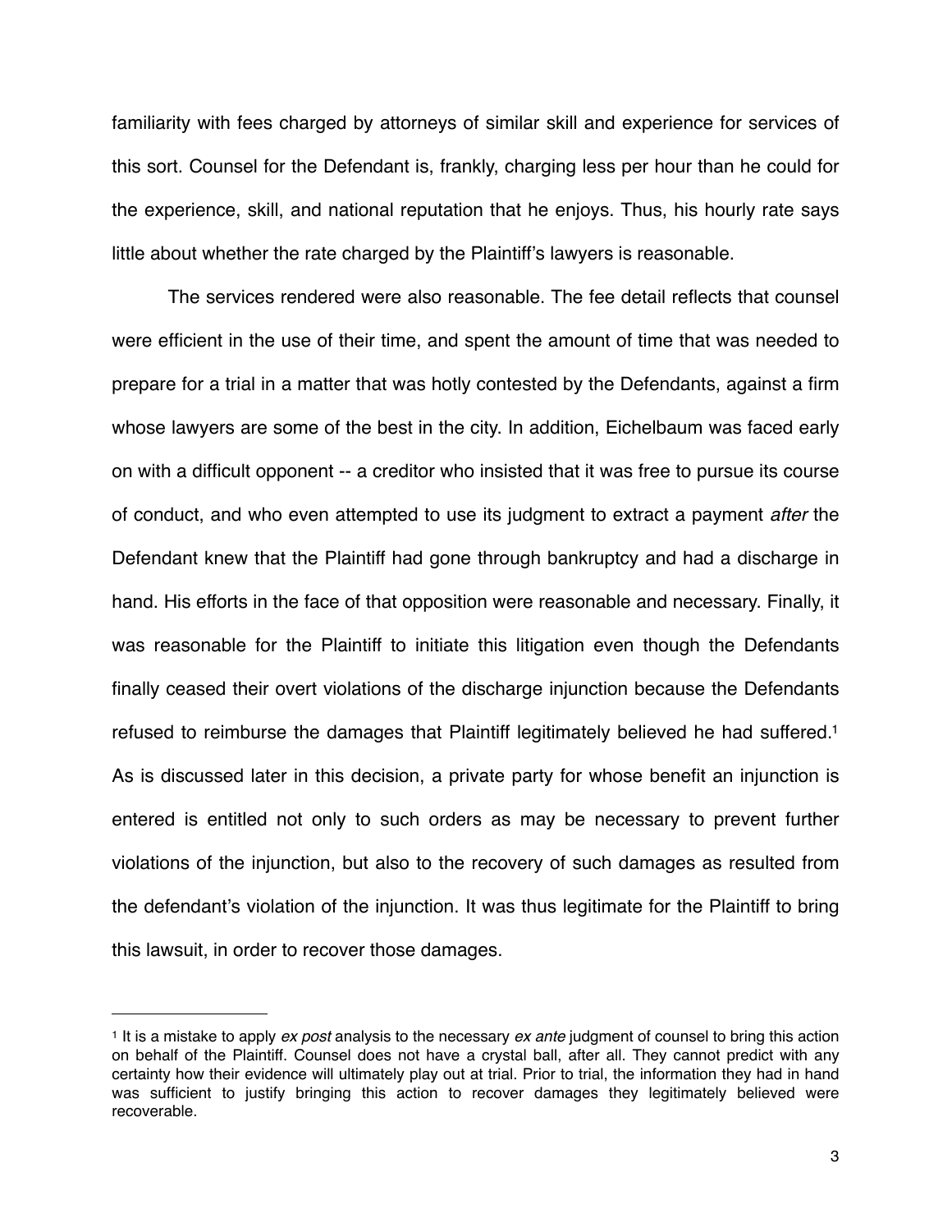familiarity with fees charged by attorneys of similar skill and experience for services of this sort. Counsel for the Defendant is, frankly, charging less per hour than he could for the experience, skill, and national reputation that he enjoys. Thus, his hourly rate says little about whether the rate charged by the Plaintiff's lawyers is reasonable.

The services rendered were also reasonable. The fee detail reflects that counsel were efficient in the use of their time, and spent the amount of time that was needed to prepare for a trial in a matter that was hotly contested by the Defendants, against a firm whose lawyers are some of the best in the city. In addition, Eichelbaum was faced early on with a difficult opponent -- a creditor who insisted that it was free to pursue its course of conduct, and who even attempted to use its judgment to extract a payment *after* the Defendant knew that the Plaintiff had gone through bankruptcy and had a discharge in hand. His efforts in the face of that opposition were reasonable and necessary. Finally, it was reasonable for the Plaintiff to initiate this litigation even though the Defendants finally ceased their overt violations of the discharge injunction because the Defendants refused to reimburse the damages that Plaintiff legitimately believed he had suffered.[1] As is discussed later in this decision, a private party for whose benefit an injunction is entered is entitled not only to such orders as may be necessary to prevent further violations of the injunction, but also to the recovery of such damages as resulted from the defendant's violation of the injunction. It was thus legitimate for the Plaintiff to bring this lawsuit, in order to recover those damages.

---

[1] It is a mistake to apply *ex post* analysis to the necessary *ex ante* judgment of counsel to bring this action on behalf of the Plaintiff. Counsel does not have a crystal ball, after all. They cannot predict with any certainty how their evidence will ultimately play out at trial. Prior to trial, the information they had in hand was sufficient to justify bringing this action to recover damages they legitimately believed were recoverable.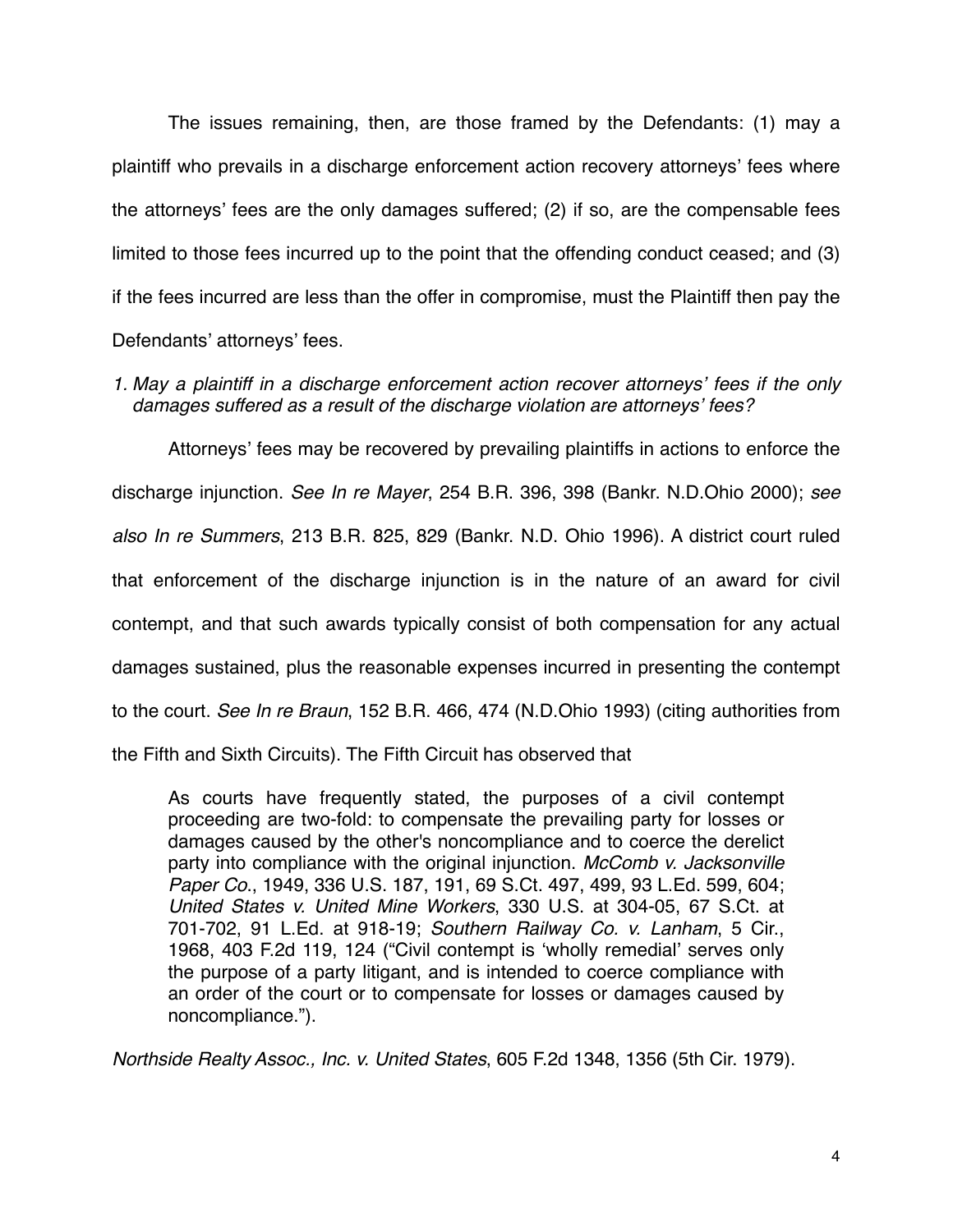The issues remaining, then, are those framed by the Defendants: (1) may a plaintiff who prevails in a discharge enforcement action recovery attorneys' fees where the attorneys' fees are the only damages suffered; (2) if so, are the compensable fees limited to those fees incurred up to the point that the offending conduct ceased; and (3) if the fees incurred are less than the offer in compromise, must the Plaintiff then pay the Defendants' attorneys' fees.

*1. May a plaintiff in a discharge enforcement action recover attorneys' fees if the only damages suffered as a result of the discharge violation are attorneys' fees?*

Attorneys' fees may be recovered by prevailing plaintiffs in actions to enforce the discharge injunction. *See In re Mayer*, 254 B.R. 396, 398 (Bankr. N.D.Ohio 2000); *see also In re Summers*, 213 B.R. 825, 829 (Bankr. N.D. Ohio 1996). A district court ruled that enforcement of the discharge injunction is in the nature of an award for civil contempt, and that such awards typically consist of both compensation for any actual damages sustained, plus the reasonable expenses incurred in presenting the contempt to the court. *See In re Braun*, 152 B.R. 466, 474 (N.D.Ohio 1993) (citing authorities from the Fifth and Sixth Circuits). The Fifth Circuit has observed that

> As courts have frequently stated, the purposes of a civil contempt proceeding are two-fold: to compensate the prevailing party for losses or damages caused by the other's noncompliance and to coerce the derelict party into compliance with the original injunction. *McComb v. Jacksonville Paper Co.*, 1949, 336 U.S. 187, 191, 69 S.Ct. 497, 499, 93 L.Ed. 599, 604; *United States v. United Mine Workers*, 330 U.S. at 304-05, 67 S.Ct. at 701-702, 91 L.Ed. at 918-19; *Southern Railway Co. v. Lanham*, 5 Cir., 1968, 403 F.2d 119, 124 ("Civil contempt is 'wholly remedial' serves only the purpose of a party litigant, and is intended to coerce compliance with an order of the court or to compensate for losses or damages caused by noncompliance.").

*Northside Realty Assoc., Inc. v. United States*, 605 F.2d 1348, 1356 (5th Cir. 1979).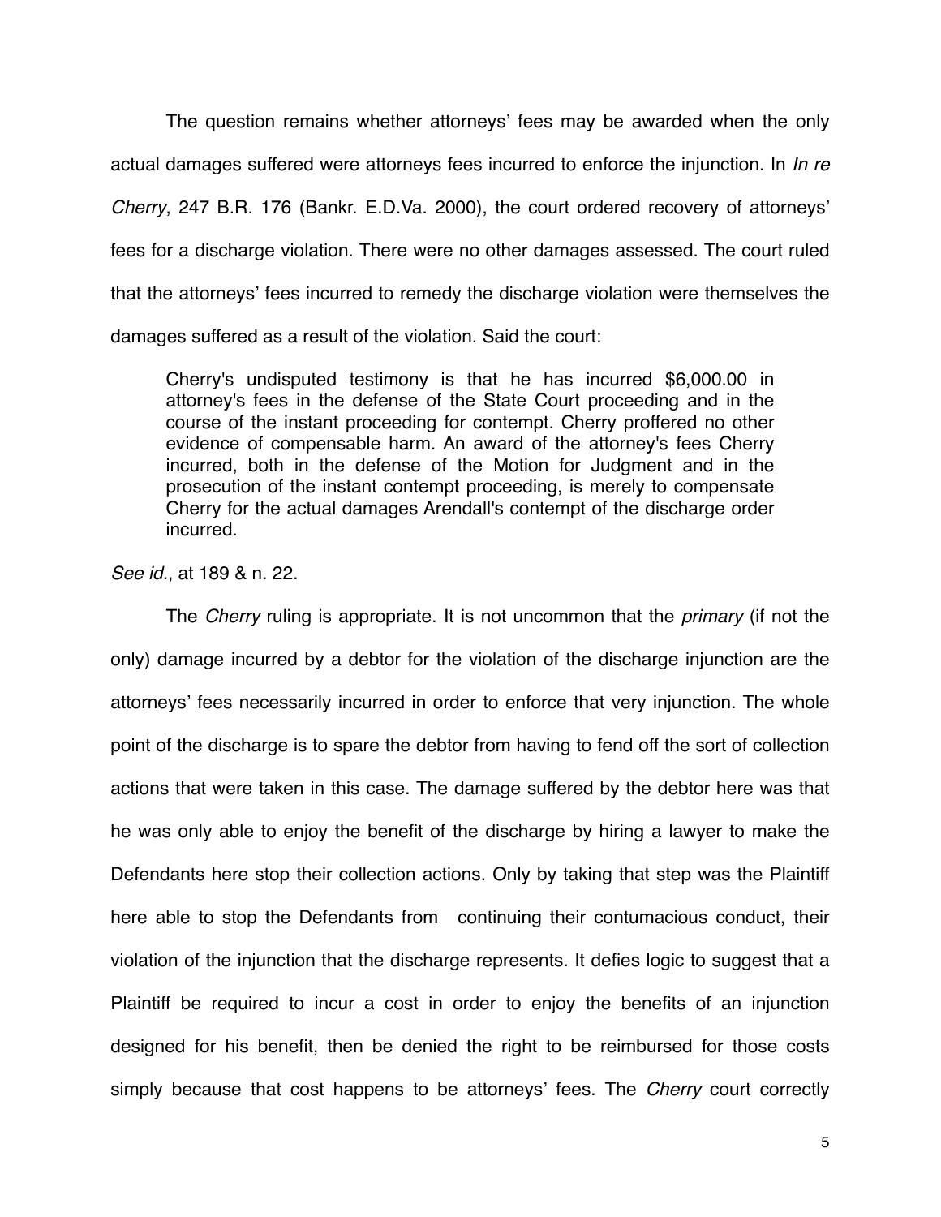The question remains whether attorneys' fees may be awarded when the only actual damages suffered were attorneys fees incurred to enforce the injunction. In *In re Cherry*, 247 B.R. 176 (Bankr. E.D.Va. 2000), the court ordered recovery of attorneys' fees for a discharge violation. There were no other damages assessed. The court ruled that the attorneys' fees incurred to remedy the discharge violation were themselves the damages suffered as a result of the violation. Said the court:

> Cherry's undisputed testimony is that he has incurred $6,000.00 in attorney's fees in the defense of the State Court proceeding and in the course of the instant proceeding for contempt. Cherry proffered no other evidence of compensable harm. An award of the attorney's fees Cherry incurred, both in the defense of the Motion for Judgment and in the prosecution of the instant contempt proceeding, is merely to compensate Cherry for the actual damages Arendall's contempt of the discharge order incurred.

*See id.*, at 189 & n. 22.

The *Cherry* ruling is appropriate. It is not uncommon that the *primary* (if not the only) damage incurred by a debtor for the violation of the discharge injunction are the attorneys' fees necessarily incurred in order to enforce that very injunction. The whole point of the discharge is to spare the debtor from having to fend off the sort of collection actions that were taken in this case. The damage suffered by the debtor here was that he was only able to enjoy the benefit of the discharge by hiring a lawyer to make the Defendants here stop their collection actions. Only by taking that step was the Plaintiff here able to stop the Defendants from continuing their contumacious conduct, their violation of the injunction that the discharge represents. It defies logic to suggest that a Plaintiff be required to incur a cost in order to enjoy the benefits of an injunction designed for his benefit, then be denied the right to be reimbursed for those costs simply because that cost happens to be attorneys' fees. The *Cherry* court correctly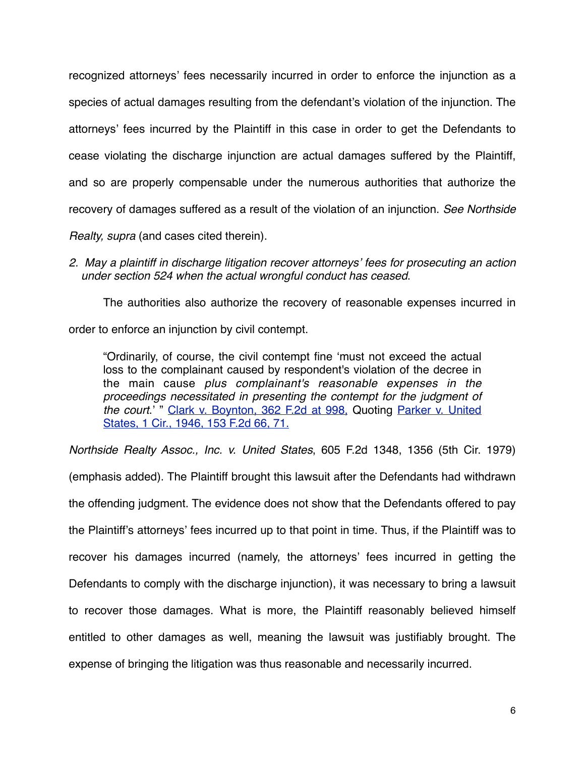recognized attorneys' fees necessarily incurred in order to enforce the injunction as a species of actual damages resulting from the defendant's violation of the injunction. The attorneys' fees incurred by the Plaintiff in this case in order to get the Defendants to cease violating the discharge injunction are actual damages suffered by the Plaintiff, and so are properly compensable under the numerous authorities that authorize the recovery of damages suffered as a result of the violation of an injunction. *See Northside Realty, supra* (and cases cited therein).

*2. May a plaintiff in discharge litigation recover attorneys' fees for prosecuting an action under section 524 when the actual wrongful conduct has ceased.*

The authorities also authorize the recovery of reasonable expenses incurred in order to enforce an injunction by civil contempt.

> "Ordinarily, of course, the civil contempt fine 'must not exceed the actual loss to the complainant caused by respondent's violation of the decree in the main cause *plus complainant's reasonable expenses in the proceedings necessitated in presenting the contempt for the judgment of the court.*' " Clark v. Boynton, 362 F.2d at 998, Quoting Parker v. United States, 1 Cir., 1946, 153 F.2d 66, 71.

*Northside Realty Assoc., Inc. v. United States*, 605 F.2d 1348, 1356 (5th Cir. 1979) (emphasis added). The Plaintiff brought this lawsuit after the Defendants had withdrawn the offending judgment. The evidence does not show that the Defendants offered to pay the Plaintiff's attorneys' fees incurred up to that point in time. Thus, if the Plaintiff was to recover his damages incurred (namely, the attorneys' fees incurred in getting the Defendants to comply with the discharge injunction), it was necessary to bring a lawsuit to recover those damages. What is more, the Plaintiff reasonably believed himself entitled to other damages as well, meaning the lawsuit was justifiably brought. The expense of bringing the litigation was thus reasonable and necessarily incurred.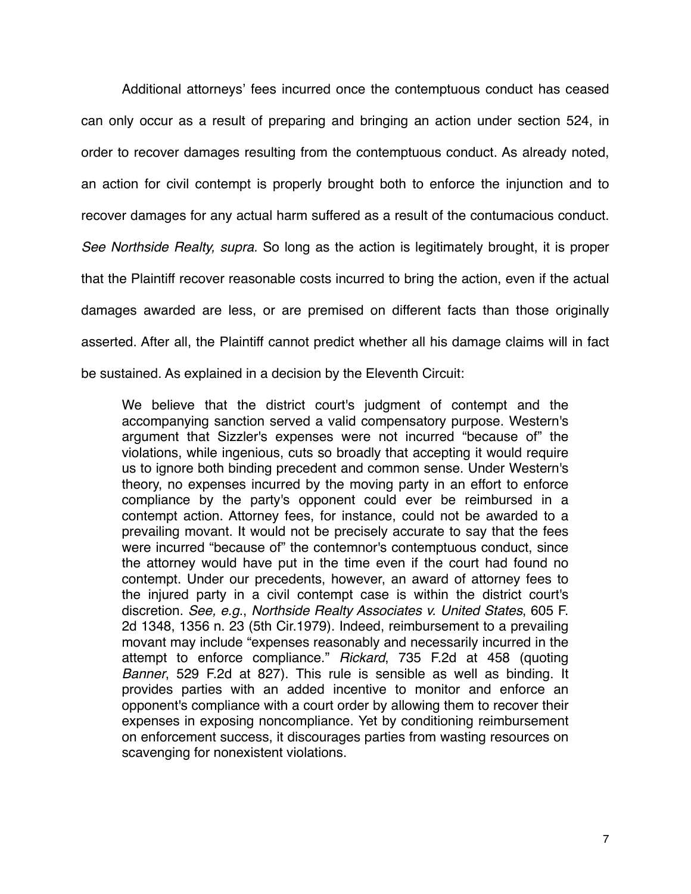Additional attorneys' fees incurred once the contemptuous conduct has ceased can only occur as a result of preparing and bringing an action under section 524, in order to recover damages resulting from the contemptuous conduct. As already noted, an action for civil contempt is properly brought both to enforce the injunction and to recover damages for any actual harm suffered as a result of the contumacious conduct. *See Northside Realty, supra.* So long as the action is legitimately brought, it is proper that the Plaintiff recover reasonable costs incurred to bring the action, even if the actual damages awarded are less, or are premised on different facts than those originally asserted. After all, the Plaintiff cannot predict whether all his damage claims will in fact be sustained. As explained in a decision by the Eleventh Circuit:

> We believe that the district court's judgment of contempt and the accompanying sanction served a valid compensatory purpose. Western's argument that Sizzler's expenses were not incurred "because of" the violations, while ingenious, cuts so broadly that accepting it would require us to ignore both binding precedent and common sense. Under Western's theory, no expenses incurred by the moving party in an effort to enforce compliance by the party's opponent could ever be reimbursed in a contempt action. Attorney fees, for instance, could not be awarded to a prevailing movant. It would not be precisely accurate to say that the fees were incurred "because of" the contemnor's contemptuous conduct, since the attorney would have put in the time even if the court had found no contempt. Under our precedents, however, an award of attorney fees to the injured party in a civil contempt case is within the district court's discretion. *See, e.g.*, *Northside Realty Associates v. United States*, 605 F. 2d 1348, 1356 n. 23 (5th Cir.1979). Indeed, reimbursement to a prevailing movant may include "expenses reasonably and necessarily incurred in the attempt to enforce compliance." *Rickard*, 735 F.2d at 458 (quoting *Banner*, 529 F.2d at 827). This rule is sensible as well as binding. It provides parties with an added incentive to monitor and enforce an opponent's compliance with a court order by allowing them to recover their expenses in exposing noncompliance. Yet by conditioning reimbursement on enforcement success, it discourages parties from wasting resources on scavenging for nonexistent violations.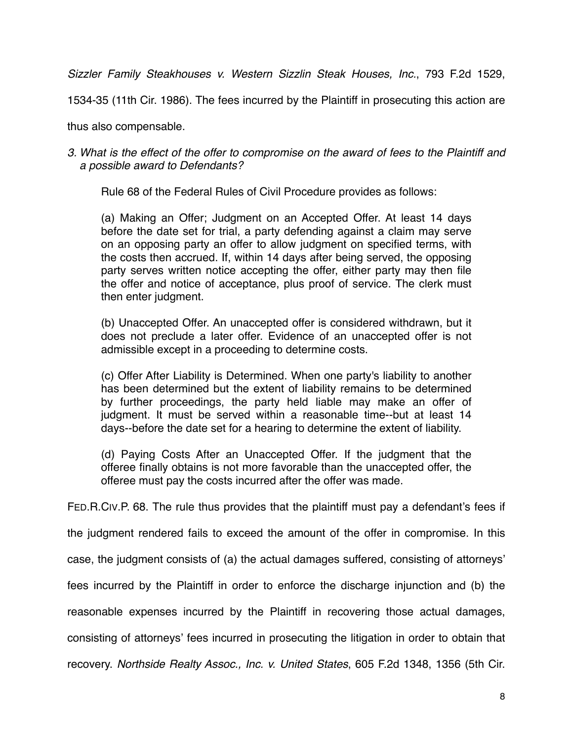*Sizzler Family Steakhouses v. Western Sizzlin Steak Houses, Inc.*, 793 F.2d 1529, 1534-35 (11th Cir. 1986). The fees incurred by the Plaintiff in prosecuting this action are thus also compensable.

*3. What is the effect of the offer to compromise on the award of fees to the Plaintiff and a possible award to Defendants?*

Rule 68 of the Federal Rules of Civil Procedure provides as follows:

> (a) Making an Offer; Judgment on an Accepted Offer. At least 14 days before the date set for trial, a party defending against a claim may serve on an opposing party an offer to allow judgment on specified terms, with the costs then accrued. If, within 14 days after being served, the opposing party serves written notice accepting the offer, either party may then file the offer and notice of acceptance, plus proof of service. The clerk must then enter judgment.
>
> (b) Unaccepted Offer. An unaccepted offer is considered withdrawn, but it does not preclude a later offer. Evidence of an unaccepted offer is not admissible except in a proceeding to determine costs.
>
> (c) Offer After Liability is Determined. When one party's liability to another has been determined but the extent of liability remains to be determined by further proceedings, the party held liable may make an offer of judgment. It must be served within a reasonable time--but at least 14 days--before the date set for a hearing to determine the extent of liability.
>
> (d) Paying Costs After an Unaccepted Offer. If the judgment that the offeree finally obtains is not more favorable than the unaccepted offer, the offeree must pay the costs incurred after the offer was made.

FED.R.CIV.P. 68. The rule thus provides that the plaintiff must pay a defendant's fees if the judgment rendered fails to exceed the amount of the offer in compromise. In this case, the judgment consists of (a) the actual damages suffered, consisting of attorneys' fees incurred by the Plaintiff in order to enforce the discharge injunction and (b) the reasonable expenses incurred by the Plaintiff in recovering those actual damages, consisting of attorneys' fees incurred in prosecuting the litigation in order to obtain that recovery. *Northside Realty Assoc., Inc. v. United States*, 605 F.2d 1348, 1356 (5th Cir.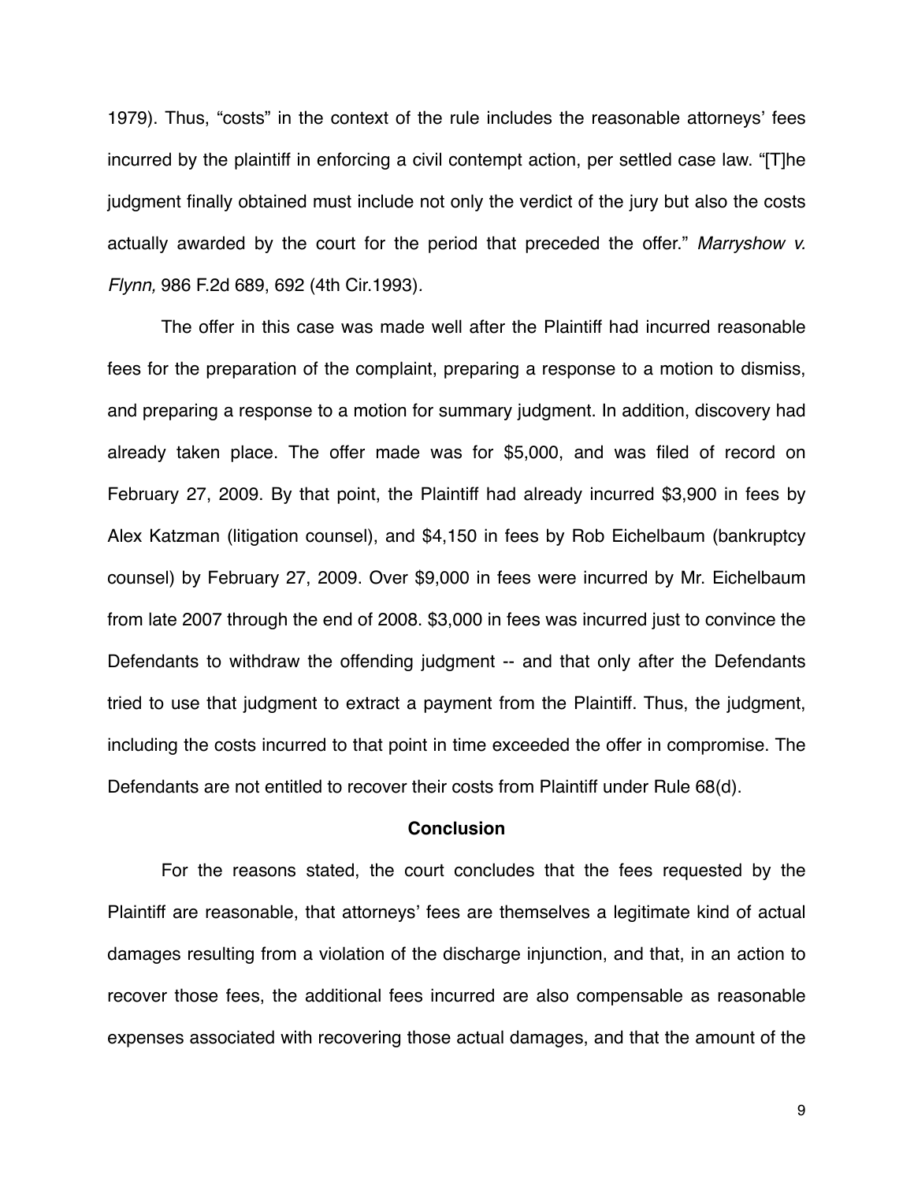1979). Thus, "costs" in the context of the rule includes the reasonable attorneys' fees incurred by the plaintiff in enforcing a civil contempt action, per settled case law. "[T]he judgment finally obtained must include not only the verdict of the jury but also the costs actually awarded by the court for the period that preceded the offer." *Marryshow v. Flynn,* 986 F.2d 689, 692 (4th Cir.1993).

The offer in this case was made well after the Plaintiff had incurred reasonable fees for the preparation of the complaint, preparing a response to a motion to dismiss, and preparing a response to a motion for summary judgment. In addition, discovery had already taken place. The offer made was for $5,000, and was filed of record on February 27, 2009. By that point, the Plaintiff had already incurred $3,900 in fees by Alex Katzman (litigation counsel), and $4,150 in fees by Rob Eichelbaum (bankruptcy counsel) by February 27, 2009. Over $9,000 in fees were incurred by Mr. Eichelbaum from late 2007 through the end of 2008. $3,000 in fees was incurred just to convince the Defendants to withdraw the offending judgment -- and that only after the Defendants tried to use that judgment to extract a payment from the Plaintiff. Thus, the judgment, including the costs incurred to that point in time exceeded the offer in compromise. The Defendants are not entitled to recover their costs from Plaintiff under Rule 68(d).

**Conclusion**

For the reasons stated, the court concludes that the fees requested by the Plaintiff are reasonable, that attorneys' fees are themselves a legitimate kind of actual damages resulting from a violation of the discharge injunction, and that, in an action to recover those fees, the additional fees incurred are also compensable as reasonable expenses associated with recovering those actual damages, and that the amount of the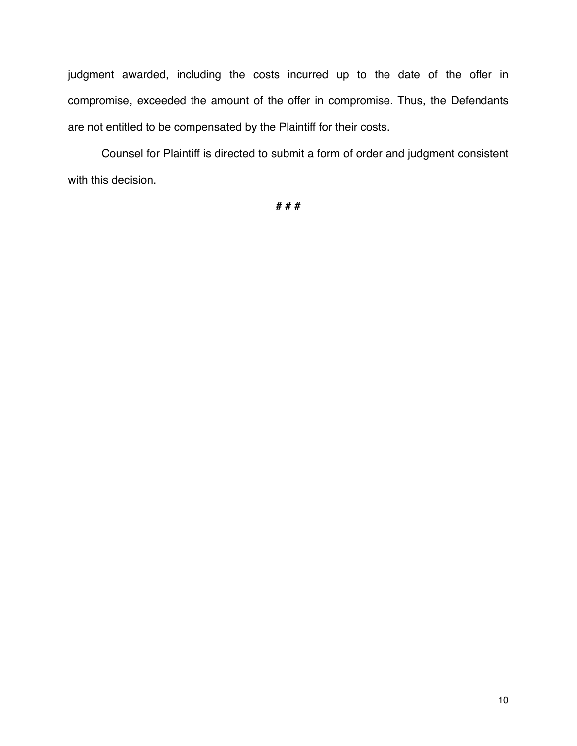judgment awarded, including the costs incurred up to the date of the offer in compromise, exceeded the amount of the offer in compromise. Thus, the Defendants are not entitled to be compensated by the Plaintiff for their costs.

Counsel for Plaintiff is directed to submit a form of order and judgment consistent with this decision.

**# # #**